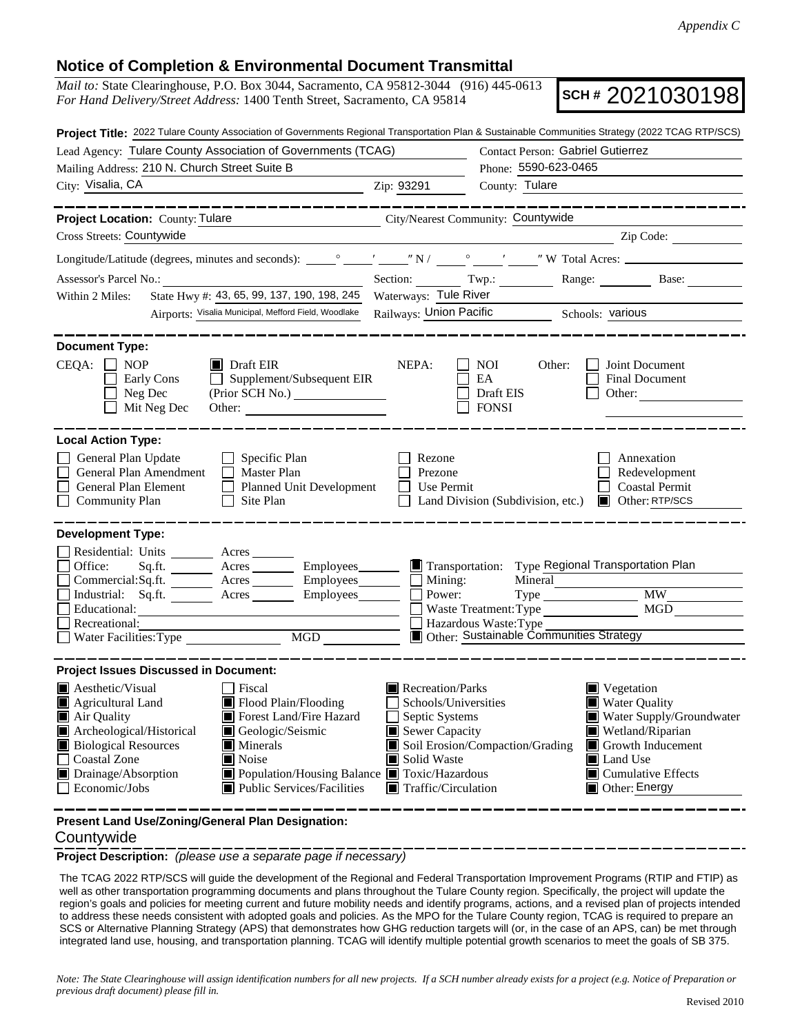*Appendix C*

## Notice of Completion & Environmental Document Transmittal

*Mail to:* State Clearinghouse, P.O. Box 3044, Sacramento, CA 95812-3044 (916) 445-0613
*For Hand Delivery/Street Address:* 1400 Tenth Street, Sacramento, CA 95814

**SCH #** 2021030198

**Project Title:** 2022 Tulare County Association of Governments Regional Transportation Plan & Sustainable Communities Strategy (2022 TCAG RTP/SCS)

Lead Agency: Tulare County Association of Governments (TCAG)
Contact Person: Gabriel Gutierrez
Mailing Address: 210 N. Church Street Suite B
Phone: 5590-623-0465
City: Visalia, CA
Zip: 93291
County: Tulare

---

**Project Location:** County: Tulare
City/Nearest Community: Countywide
Cross Streets: Countywide
Zip Code:
Longitude/Latitude (degrees, minutes and seconds): ___° ___′ ___″ N / ___° ___′ ___″ W Total Acres:
Assessor's Parcel No.:
Section: Twp.: Range: Base:
Within 2 Miles: State Hwy #: 43, 65, 99, 137, 190, 198, 245
Waterways: Tule River
Airports: Visalia Municipal, Mefford Field, Woodlake
Railways: Union Pacific
Schools: various

---

**Document Type:**

CEQA: ☐ NOP ☐ Early Cons ☐ Neg Dec ☐ Mit Neg Dec ■ Draft EIR ☐ Supplement/Subsequent EIR (Prior SCH No.) Other:

NEPA: ☐ NOI ☐ EA ☐ Draft EIS ☐ FONSI

Other: ☐ Joint Document ☐ Final Document ☐ Other:

---

**Local Action Type:**

☐ General Plan Update ☐ General Plan Amendment ☐ General Plan Element ☐ Community Plan ☐ Specific Plan ☐ Master Plan ☐ Planned Unit Development ☐ Site Plan ☐ Rezone ☐ Prezone ☐ Use Permit ☐ Land Division (Subdivision, etc.) ☐ Annexation ☐ Redevelopment ☐ Coastal Permit ■ Other: RTP/SCS

---

**Development Type:**

☐ Residential: Units ___ Acres ___
☐ Office: Sq.ft. ___ Acres ___ Employees ___
☐ Commercial: Sq.ft. ___ Acres ___ Employees ___
☐ Industrial: Sq.ft. ___ Acres ___ Employees ___
☐ Educational:
☐ Recreational:
☐ Water Facilities: Type ___ MGD ___
■ Transportation: Type Regional Transportation Plan
☐ Mining: Mineral
☐ Power: Type ___ MW
☐ Waste Treatment: Type ___ MGD
☐ Hazardous Waste: Type
■ Other: Sustainable Communities Strategy

---

**Project Issues Discussed in Document:**

■ Aesthetic/Visual ■ Agricultural Land ■ Air Quality ■ Archeological/Historical ■ Biological Resources ☐ Coastal Zone ■ Drainage/Absorption ☐ Economic/Jobs ☐ Fiscal ■ Flood Plain/Flooding ■ Forest Land/Fire Hazard ■ Geologic/Seismic ■ Minerals ■ Noise ■ Population/Housing Balance ■ Public Services/Facilities ■ Recreation/Parks ☐ Schools/Universities ☐ Septic Systems ■ Sewer Capacity ■ Soil Erosion/Compaction/Grading ■ Solid Waste ■ Toxic/Hazardous ■ Traffic/Circulation ■ Vegetation ■ Water Quality ■ Water Supply/Groundwater ■ Wetland/Riparian ■ Growth Inducement ■ Land Use ■ Cumulative Effects ■ Other: Energy

---

**Present Land Use/Zoning/General Plan Designation:**

Countywide

**Project Description:** *(please use a separate page if necessary)*

The TCAG 2022 RTP/SCS will guide the development of the Regional and Federal Transportation Improvement Programs (RTIP and FTIP) as well as other transportation programming documents and plans throughout the Tulare County region. Specifically, the project will update the region's goals and policies for meeting current and future mobility needs and identify programs, actions, and a revised plan of projects intended to address these needs consistent with adopted goals and policies. As the MPO for the Tulare County region, TCAG is required to prepare an SCS or Alternative Planning Strategy (APS) that demonstrates how GHG reduction targets will (or, in the case of an APS, can) be met through integrated land use, housing, and transportation planning. TCAG will identify multiple potential growth scenarios to meet the goals of SB 375.

*Note: The State Clearinghouse will assign identification numbers for all new projects. If a SCH number already exists for a project (e.g. Notice of Preparation or previous draft document) please fill in.*

Revised 2010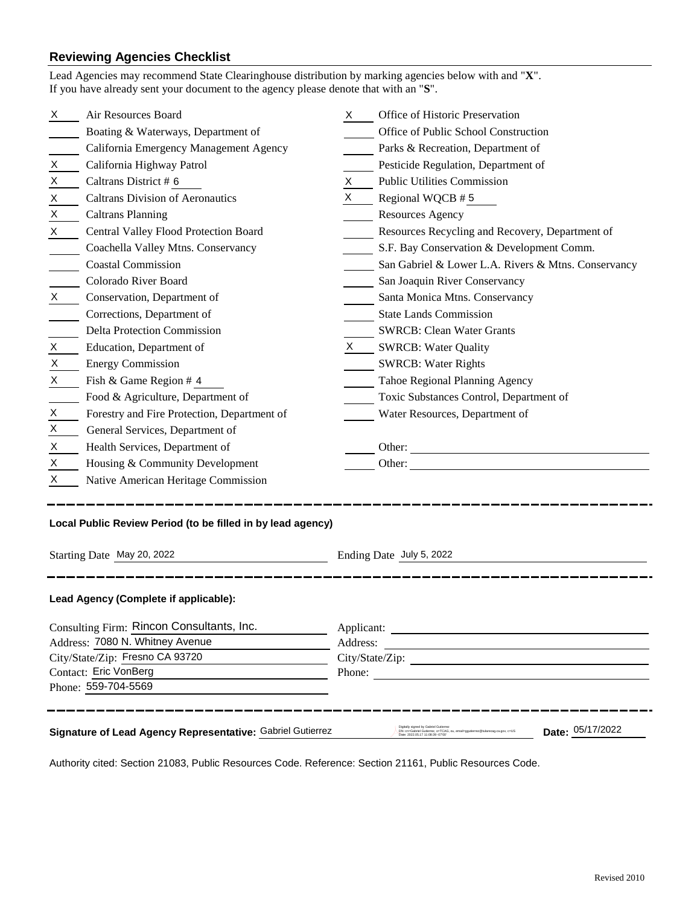## Reviewing Agencies Checklist

Lead Agencies may recommend State Clearinghouse distribution by marking agencies below with and "**X**".
If you have already sent your document to the agency please denote that with an "**S**".

| | | | |
|---|---|---|---|
| X | Air Resources Board | X | Office of Historic Preservation |
| | Boating & Waterways, Department of | | Office of Public School Construction |
| | California Emergency Management Agency | | Parks & Recreation, Department of |
| X | California Highway Patrol | | Pesticide Regulation, Department of |
| X | Caltrans District # 6 | X | Public Utilities Commission |
| X | Caltrans Division of Aeronautics | X | Regional WQCB # 5 |
| X | Caltrans Planning | | Resources Agency |
| X | Central Valley Flood Protection Board | | Resources Recycling and Recovery, Department of |
| | Coachella Valley Mtns. Conservancy | | S.F. Bay Conservation & Development Comm. |
| | Coastal Commission | | San Gabriel & Lower L.A. Rivers & Mtns. Conservancy |
| | Colorado River Board | | San Joaquin River Conservancy |
| X | Conservation, Department of | | Santa Monica Mtns. Conservancy |
| | Corrections, Department of | | State Lands Commission |
| | Delta Protection Commission | | SWRCB: Clean Water Grants |
| X | Education, Department of | X | SWRCB: Water Quality |
| X | Energy Commission | | SWRCB: Water Rights |
| X | Fish & Game Region # 4 | | Tahoe Regional Planning Agency |
| | Food & Agriculture, Department of | | Toxic Substances Control, Department of |
| X | Forestry and Fire Protection, Department of | | Water Resources, Department of |
| X | General Services, Department of | | |
| X | Health Services, Department of | | Other: |
| X | Housing & Community Development | | Other: |
| X | Native American Heritage Commission | | |

### Local Public Review Period (to be filled in by lead agency)

Starting Date May 20, 2022

Ending Date July 5, 2022

### Lead Agency (Complete if applicable):

Consulting Firm: Rincon Consultants, Inc.
Address: 7080 N. Whitney Avenue
City/State/Zip: Fresno CA 93720
Contact: Eric VonBerg
Phone: 559-704-5569

Applicant:
Address:
City/State/Zip:
Phone:

**Signature of Lead Agency Representative:** Gabriel Gutierrez

Digitally signed by Gabriel Gutierrez
DN: cn=Gabriel Gutierrez, o=TCAG, ou, email=ggutierrez@tularecag.ca.gov, c=US
Date: 2022.05.17 11:08:39 -07'00'

**Date:** 05/17/2022

Authority cited: Section 21083, Public Resources Code. Reference: Section 21161, Public Resources Code.

Revised 2010